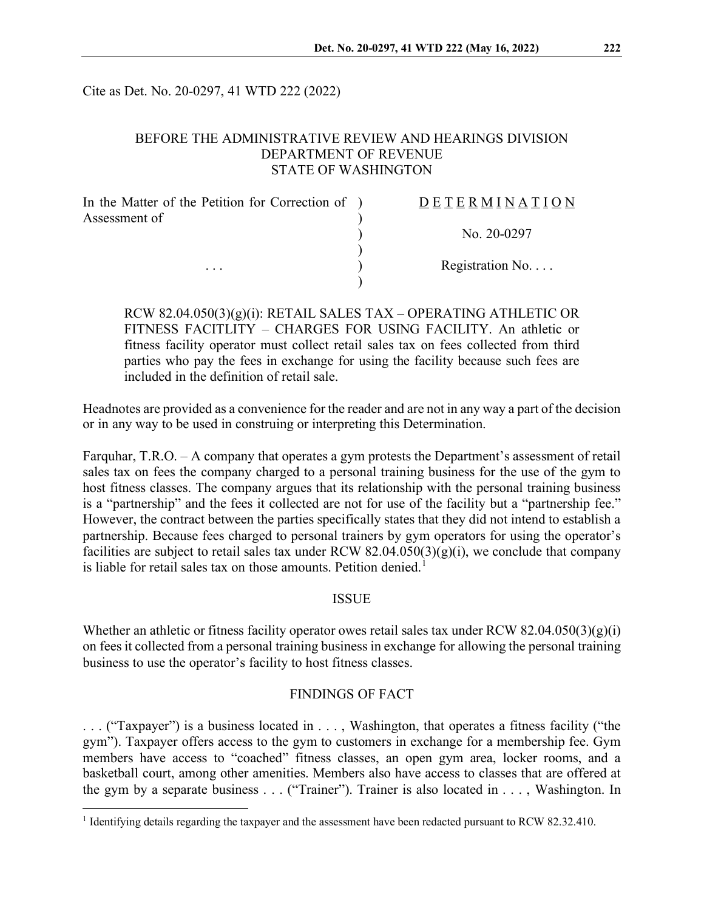Cite as Det. No. 20-0297, 41 WTD 222 (2022)

BEFORE THE ADMINISTRATIVE REVIEW AND HEARINGS DIVISION
DEPARTMENT OF REVENUE
STATE OF WASHINGTON

| | |
|---|---|
| In the Matter of the Petition for Correction of Assessment of | DETERMINATION |
| | No. 20-0297 |
| . . . | Registration No. . . . |

RCW 82.04.050(3)(g)(i): RETAIL SALES TAX – OPERATING ATHLETIC OR FITNESS FACITLITY – CHARGES FOR USING FACILITY. An athletic or fitness facility operator must collect retail sales tax on fees collected from third parties who pay the fees in exchange for using the facility because such fees are included in the definition of retail sale.

Headnotes are provided as a convenience for the reader and are not in any way a part of the decision or in any way to be used in construing or interpreting this Determination.

Farquhar, T.R.O. – A company that operates a gym protests the Department's assessment of retail sales tax on fees the company charged to a personal training business for the use of the gym to host fitness classes. The company argues that its relationship with the personal training business is a "partnership" and the fees it collected are not for use of the facility but a "partnership fee." However, the contract between the parties specifically states that they did not intend to establish a partnership. Because fees charged to personal trainers by gym operators for using the operator's facilities are subject to retail sales tax under RCW 82.04.050(3)(g)(i), we conclude that company is liable for retail sales tax on those amounts. Petition denied.[1]

## ISSUE

Whether an athletic or fitness facility operator owes retail sales tax under RCW 82.04.050(3)(g)(i) on fees it collected from a personal training business in exchange for allowing the personal training business to use the operator's facility to host fitness classes.

## FINDINGS OF FACT

. . . ("Taxpayer") is a business located in . . . , Washington, that operates a fitness facility ("the gym"). Taxpayer offers access to the gym to customers in exchange for a membership fee. Gym members have access to "coached" fitness classes, an open gym area, locker rooms, and a basketball court, among other amenities. Members also have access to classes that are offered at the gym by a separate business . . . ("Trainer"). Trainer is also located in . . . , Washington. In

[1] Identifying details regarding the taxpayer and the assessment have been redacted pursuant to RCW 82.32.410.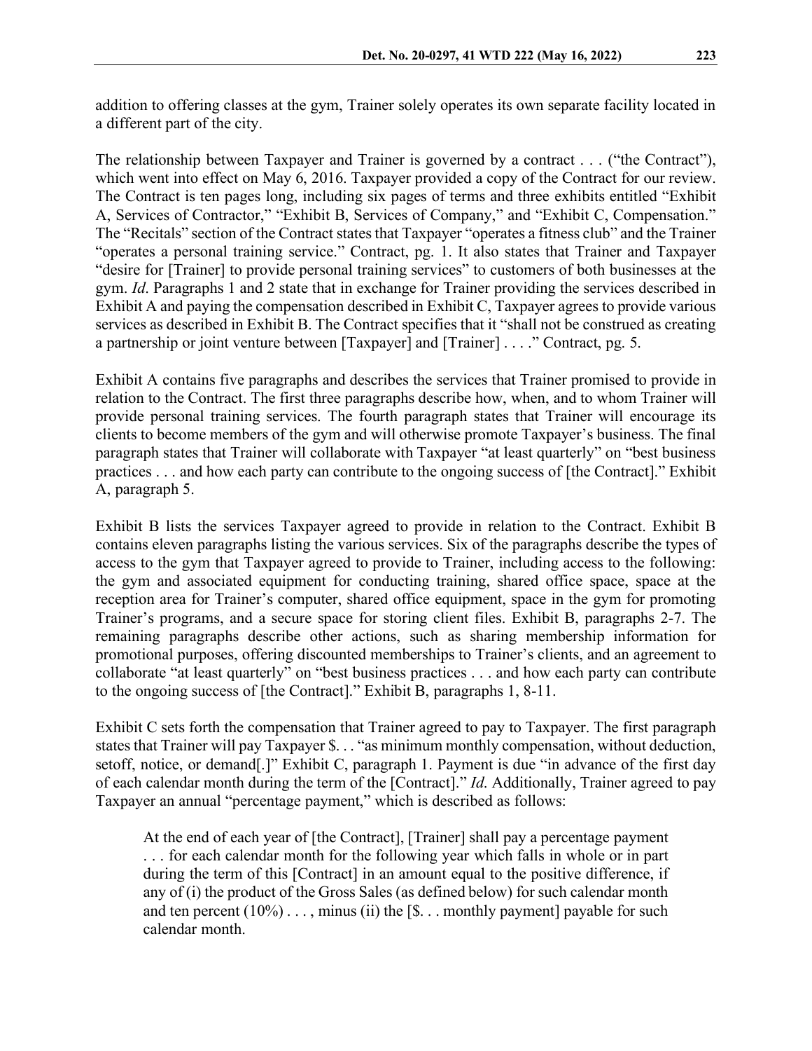addition to offering classes at the gym, Trainer solely operates its own separate facility located in a different part of the city.

The relationship between Taxpayer and Trainer is governed by a contract . . . ("the Contract"), which went into effect on May 6, 2016. Taxpayer provided a copy of the Contract for our review. The Contract is ten pages long, including six pages of terms and three exhibits entitled "Exhibit A, Services of Contractor," "Exhibit B, Services of Company," and "Exhibit C, Compensation." The "Recitals" section of the Contract states that Taxpayer "operates a fitness club" and the Trainer "operates a personal training service." Contract, pg. 1. It also states that Trainer and Taxpayer "desire for [Trainer] to provide personal training services" to customers of both businesses at the gym. *Id*. Paragraphs 1 and 2 state that in exchange for Trainer providing the services described in Exhibit A and paying the compensation described in Exhibit C, Taxpayer agrees to provide various services as described in Exhibit B. The Contract specifies that it "shall not be construed as creating a partnership or joint venture between [Taxpayer] and [Trainer] . . . ." Contract, pg. 5.

Exhibit A contains five paragraphs and describes the services that Trainer promised to provide in relation to the Contract. The first three paragraphs describe how, when, and to whom Trainer will provide personal training services. The fourth paragraph states that Trainer will encourage its clients to become members of the gym and will otherwise promote Taxpayer's business. The final paragraph states that Trainer will collaborate with Taxpayer "at least quarterly" on "best business practices . . . and how each party can contribute to the ongoing success of [the Contract]." Exhibit A, paragraph 5.

Exhibit B lists the services Taxpayer agreed to provide in relation to the Contract. Exhibit B contains eleven paragraphs listing the various services. Six of the paragraphs describe the types of access to the gym that Taxpayer agreed to provide to Trainer, including access to the following: the gym and associated equipment for conducting training, shared office space, space at the reception area for Trainer's computer, shared office equipment, space in the gym for promoting Trainer's programs, and a secure space for storing client files. Exhibit B, paragraphs 2-7. The remaining paragraphs describe other actions, such as sharing membership information for promotional purposes, offering discounted memberships to Trainer's clients, and an agreement to collaborate "at least quarterly" on "best business practices . . . and how each party can contribute to the ongoing success of [the Contract]." Exhibit B, paragraphs 1, 8-11.

Exhibit C sets forth the compensation that Trainer agreed to pay to Taxpayer. The first paragraph states that Trainer will pay Taxpayer $. . . "as minimum monthly compensation, without deduction, setoff, notice, or demand[.]" Exhibit C, paragraph 1. Payment is due "in advance of the first day of each calendar month during the term of the [Contract]." *Id*. Additionally, Trainer agreed to pay Taxpayer an annual "percentage payment," which is described as follows:

> At the end of each year of [the Contract], [Trainer] shall pay a percentage payment . . . for each calendar month for the following year which falls in whole or in part during the term of this [Contract] in an amount equal to the positive difference, if any of (i) the product of the Gross Sales (as defined below) for such calendar month and ten percent (10%) . . . , minus (ii) the [$. . . monthly payment] payable for such calendar month.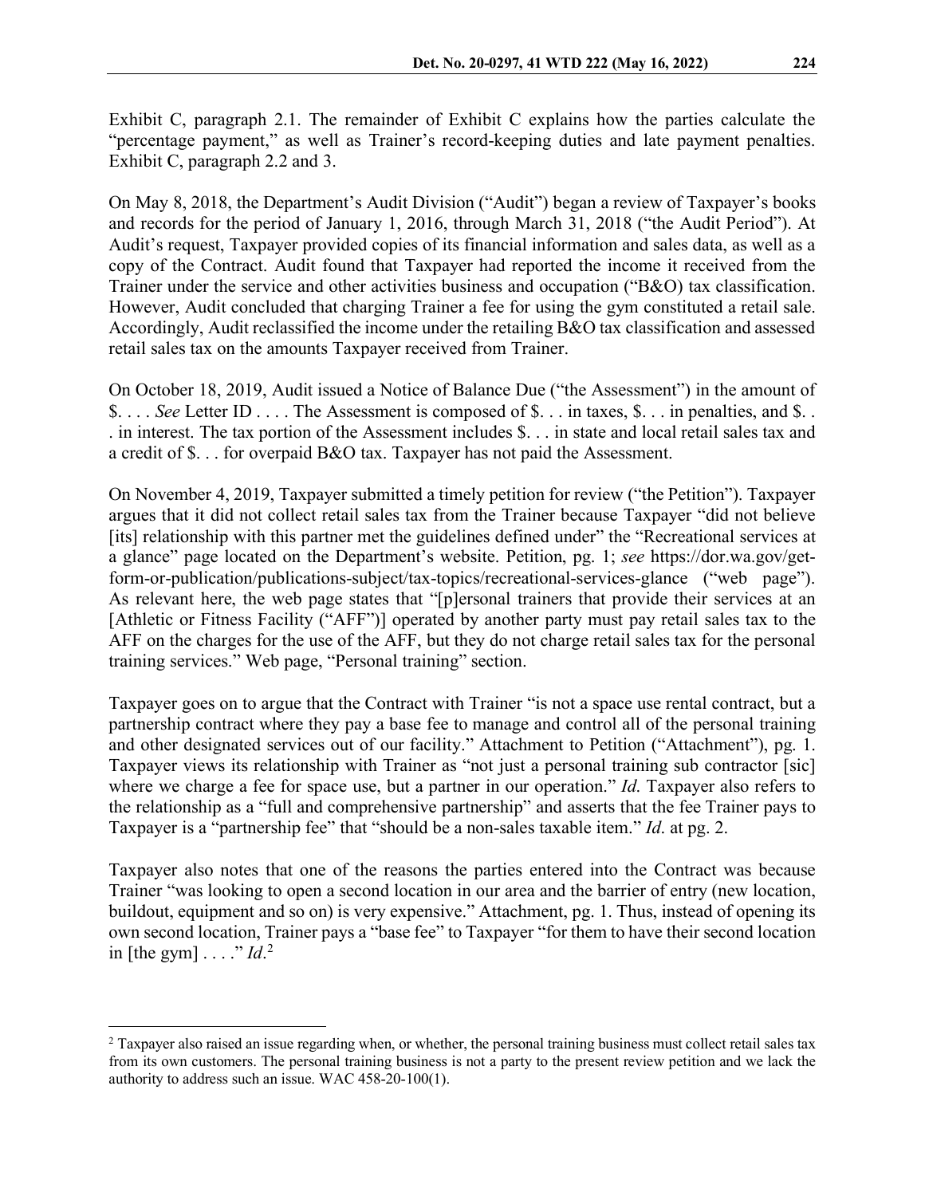Exhibit C, paragraph 2.1. The remainder of Exhibit C explains how the parties calculate the "percentage payment," as well as Trainer's record-keeping duties and late payment penalties. Exhibit C, paragraph 2.2 and 3.

On May 8, 2018, the Department's Audit Division ("Audit") began a review of Taxpayer's books and records for the period of January 1, 2016, through March 31, 2018 ("the Audit Period"). At Audit's request, Taxpayer provided copies of its financial information and sales data, as well as a copy of the Contract. Audit found that Taxpayer had reported the income it received from the Trainer under the service and other activities business and occupation ("B&O") tax classification. However, Audit concluded that charging Trainer a fee for using the gym constituted a retail sale. Accordingly, Audit reclassified the income under the retailing B&O tax classification and assessed retail sales tax on the amounts Taxpayer received from Trainer.

On October 18, 2019, Audit issued a Notice of Balance Due ("the Assessment") in the amount of \$. . . . *See* Letter ID . . . . The Assessment is composed of \$. . . in taxes, \$. . . in penalties, and \$. . . in interest. The tax portion of the Assessment includes \$. . . in state and local retail sales tax and a credit of \$. . . for overpaid B&O tax. Taxpayer has not paid the Assessment.

On November 4, 2019, Taxpayer submitted a timely petition for review ("the Petition"). Taxpayer argues that it did not collect retail sales tax from the Trainer because Taxpayer "did not believe [its] relationship with this partner met the guidelines defined under" the "Recreational services at a glance" page located on the Department's website. Petition, pg. 1; *see* https://dor.wa.gov/get-form-or-publication/publications-subject/tax-topics/recreational-services-glance ("web page"). As relevant here, the web page states that "[p]ersonal trainers that provide their services at an [Athletic or Fitness Facility ("AFF")] operated by another party must pay retail sales tax to the AFF on the charges for the use of the AFF, but they do not charge retail sales tax for the personal training services." Web page, "Personal training" section.

Taxpayer goes on to argue that the Contract with Trainer "is not a space use rental contract, but a partnership contract where they pay a base fee to manage and control all of the personal training and other designated services out of our facility." Attachment to Petition ("Attachment"), pg. 1. Taxpayer views its relationship with Trainer as "not just a personal training sub contractor [sic] where we charge a fee for space use, but a partner in our operation." *Id*. Taxpayer also refers to the relationship as a "full and comprehensive partnership" and asserts that the fee Trainer pays to Taxpayer is a "partnership fee" that "should be a non-sales taxable item." *Id*. at pg. 2.

Taxpayer also notes that one of the reasons the parties entered into the Contract was because Trainer "was looking to open a second location in our area and the barrier of entry (new location, buildout, equipment and so on) is very expensive." Attachment, pg. 1. Thus, instead of opening its own second location, Trainer pays a "base fee" to Taxpayer "for them to have their second location in [the gym] . . . ." *Id*.[2]

[2] Taxpayer also raised an issue regarding when, or whether, the personal training business must collect retail sales tax from its own customers. The personal training business is not a party to the present review petition and we lack the authority to address such an issue. WAC 458-20-100(1).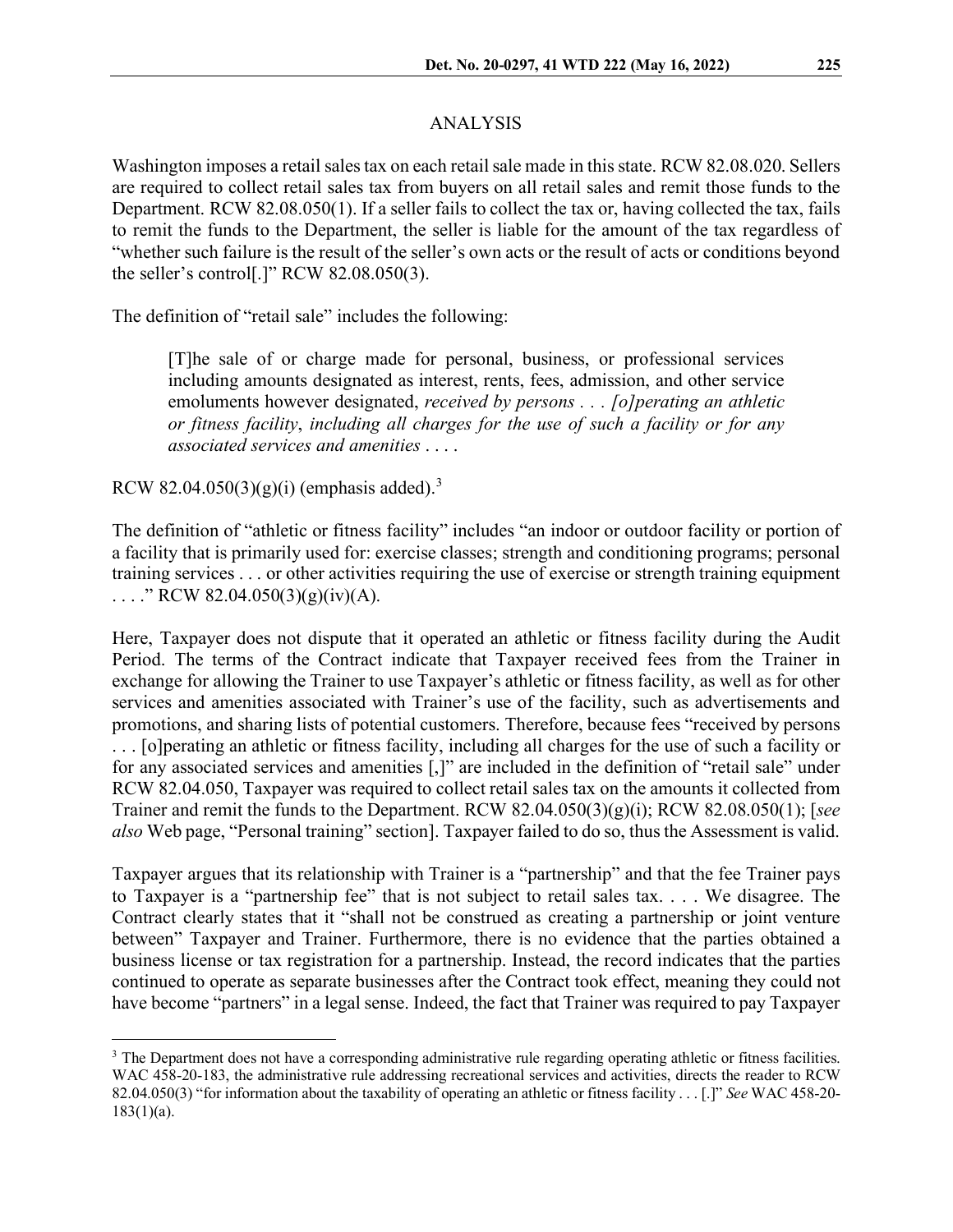## ANALYSIS

Washington imposes a retail sales tax on each retail sale made in this state. RCW 82.08.020. Sellers are required to collect retail sales tax from buyers on all retail sales and remit those funds to the Department. RCW 82.08.050(1). If a seller fails to collect the tax or, having collected the tax, fails to remit the funds to the Department, the seller is liable for the amount of the tax regardless of "whether such failure is the result of the seller's own acts or the result of acts or conditions beyond the seller's control[.]" RCW 82.08.050(3).

The definition of "retail sale" includes the following:

> [T]he sale of or charge made for personal, business, or professional services including amounts designated as interest, rents, fees, admission, and other service emoluments however designated, *received by persons . . . [o]perating an athletic or fitness facility*, *including all charges for the use of such a facility or for any associated services and amenities* . . . .

RCW 82.04.050(3)(g)(i) (emphasis added).[3]

The definition of "athletic or fitness facility" includes "an indoor or outdoor facility or portion of a facility that is primarily used for: exercise classes; strength and conditioning programs; personal training services . . . or other activities requiring the use of exercise or strength training equipment . . . ." RCW 82.04.050(3)(g)(iv)(A).

Here, Taxpayer does not dispute that it operated an athletic or fitness facility during the Audit Period. The terms of the Contract indicate that Taxpayer received fees from the Trainer in exchange for allowing the Trainer to use Taxpayer's athletic or fitness facility, as well as for other services and amenities associated with Trainer's use of the facility, such as advertisements and promotions, and sharing lists of potential customers. Therefore, because fees "received by persons . . . [o]perating an athletic or fitness facility, including all charges for the use of such a facility or for any associated services and amenities [,]" are included in the definition of "retail sale" under RCW 82.04.050, Taxpayer was required to collect retail sales tax on the amounts it collected from Trainer and remit the funds to the Department. RCW 82.04.050(3)(g)(i); RCW 82.08.050(1); [*see also* Web page, "Personal training" section]. Taxpayer failed to do so, thus the Assessment is valid.

Taxpayer argues that its relationship with Trainer is a "partnership" and that the fee Trainer pays to Taxpayer is a "partnership fee" that is not subject to retail sales tax. . . . We disagree. The Contract clearly states that it "shall not be construed as creating a partnership or joint venture between" Taxpayer and Trainer. Furthermore, there is no evidence that the parties obtained a business license or tax registration for a partnership. Instead, the record indicates that the parties continued to operate as separate businesses after the Contract took effect, meaning they could not have become "partners" in a legal sense. Indeed, the fact that Trainer was required to pay Taxpayer

---

[3] The Department does not have a corresponding administrative rule regarding operating athletic or fitness facilities. WAC 458-20-183, the administrative rule addressing recreational services and activities, directs the reader to RCW 82.04.050(3) "for information about the taxability of operating an athletic or fitness facility . . . [.]" *See* WAC 458-20-183(1)(a).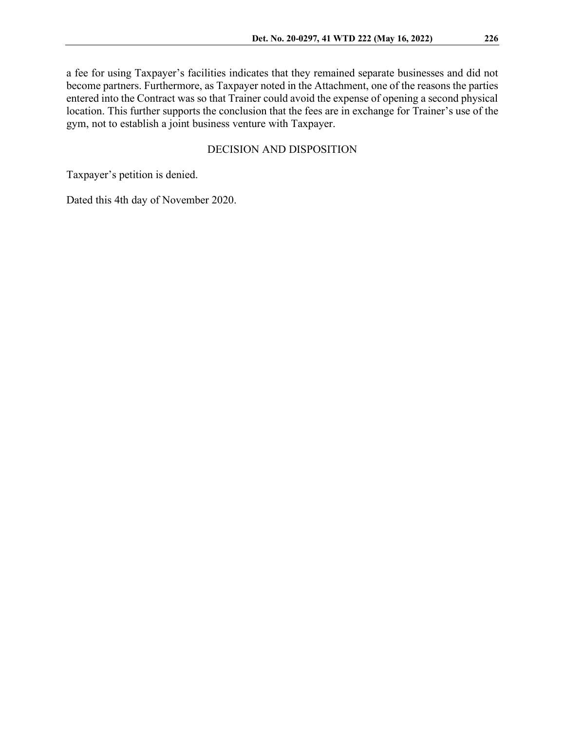a fee for using Taxpayer's facilities indicates that they remained separate businesses and did not become partners. Furthermore, as Taxpayer noted in the Attachment, one of the reasons the parties entered into the Contract was so that Trainer could avoid the expense of opening a second physical location. This further supports the conclusion that the fees are in exchange for Trainer's use of the gym, not to establish a joint business venture with Taxpayer.

## DECISION AND DISPOSITION

Taxpayer's petition is denied.

Dated this 4th day of November 2020.